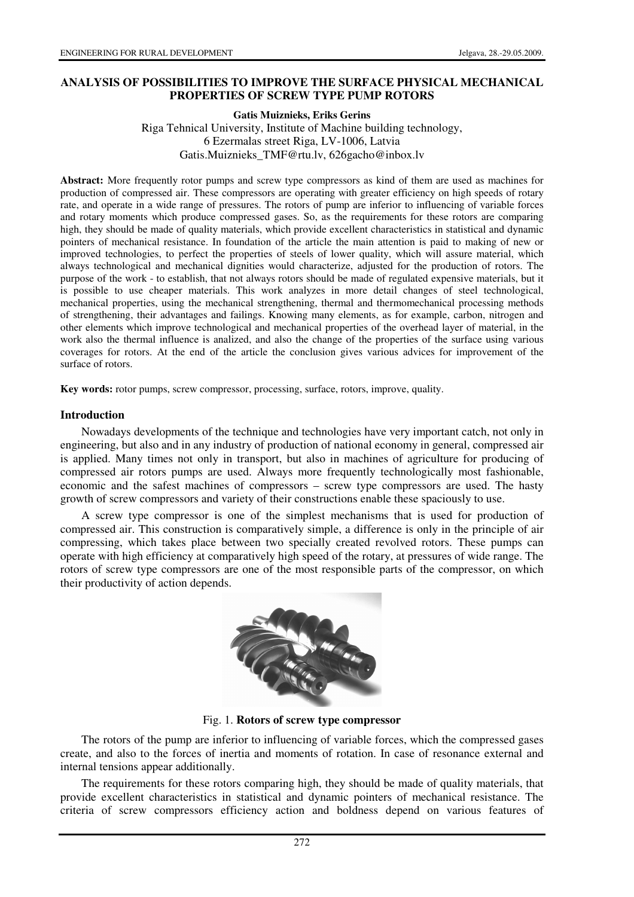# ANALYSIS OF POSSIBILITIES TO IMPROVE THE SURFACE PHYSICAL MECHANICAL PROPERTIES OF SCREW TYPE PUMP ROTORS

**Gatis Muiznieks, Eriks Gerins**

Riga Tehnical University, Institute of Machine building technology,
6 Ezermalas street Riga, LV-1006, Latvia
Gatis.Muiznieks_TMF@rtu.lv, 626gacho@inbox.lv

**Abstract:** More frequently rotor pumps and screw type compressors as kind of them are used as machines for production of compressed air. These compressors are operating with greater efficiency on high speeds of rotary rate, and operate in a wide range of pressures. The rotors of pump are inferior to influencing of variable forces and rotary moments which produce compressed gases. So, as the requirements for these rotors are comparing high, they should be made of quality materials, which provide excellent characteristics in statistical and dynamic pointers of mechanical resistance. In foundation of the article the main attention is paid to making of new or improved technologies, to perfect the properties of steels of lower quality, which will assure material, which always technological and mechanical dignities would characterize, adjusted for the production of rotors. The purpose of the work - to establish, that not always rotors should be made of regulated expensive materials, but it is possible to use cheaper materials. This work analyzes in more detail changes of steel technological, mechanical properties, using the mechanical strengthening, thermal and thermomechanical processing methods of strengthening, their advantages and failings. Knowing many elements, as for example, carbon, nitrogen and other elements which improve technological and mechanical properties of the overhead layer of material, in the work also the thermal influence is analized, and also the change of the properties of the surface using various coverages for rotors. At the end of the article the conclusion gives various advices for improvement of the surface of rotors.

**Key words:** rotor pumps, screw compressor, processing, surface, rotors, improve, quality.

## Introduction

Nowadays developments of the technique and technologies have very important catch, not only in engineering, but also and in any industry of production of national economy in general, compressed air is applied. Many times not only in transport, but also in machines of agriculture for producing of compressed air rotors pumps are used. Always more frequently technologically most fashionable, economic and the safest machines of compressors – screw type compressors are used. The hasty growth of screw compressors and variety of their constructions enable these spaciously to use.

A screw type compressor is one of the simplest mechanisms that is used for production of compressed air. This construction is comparatively simple, a difference is only in the principle of air compressing, which takes place between two specially created revolved rotors. These pumps can operate with high efficiency at comparatively high speed of the rotary, at pressures of wide range. The rotors of screw type compressors are one of the most responsible parts of the compressor, on which their productivity of action depends.

Fig. 1. **Rotors of screw type compressor**

The rotors of the pump are inferior to influencing of variable forces, which the compressed gases create, and also to the forces of inertia and moments of rotation. In case of resonance external and internal tensions appear additionally.

The requirements for these rotors comparing high, they should be made of quality materials, that provide excellent characteristics in statistical and dynamic pointers of mechanical resistance. The criteria of screw compressors efficiency action and boldness depend on various features of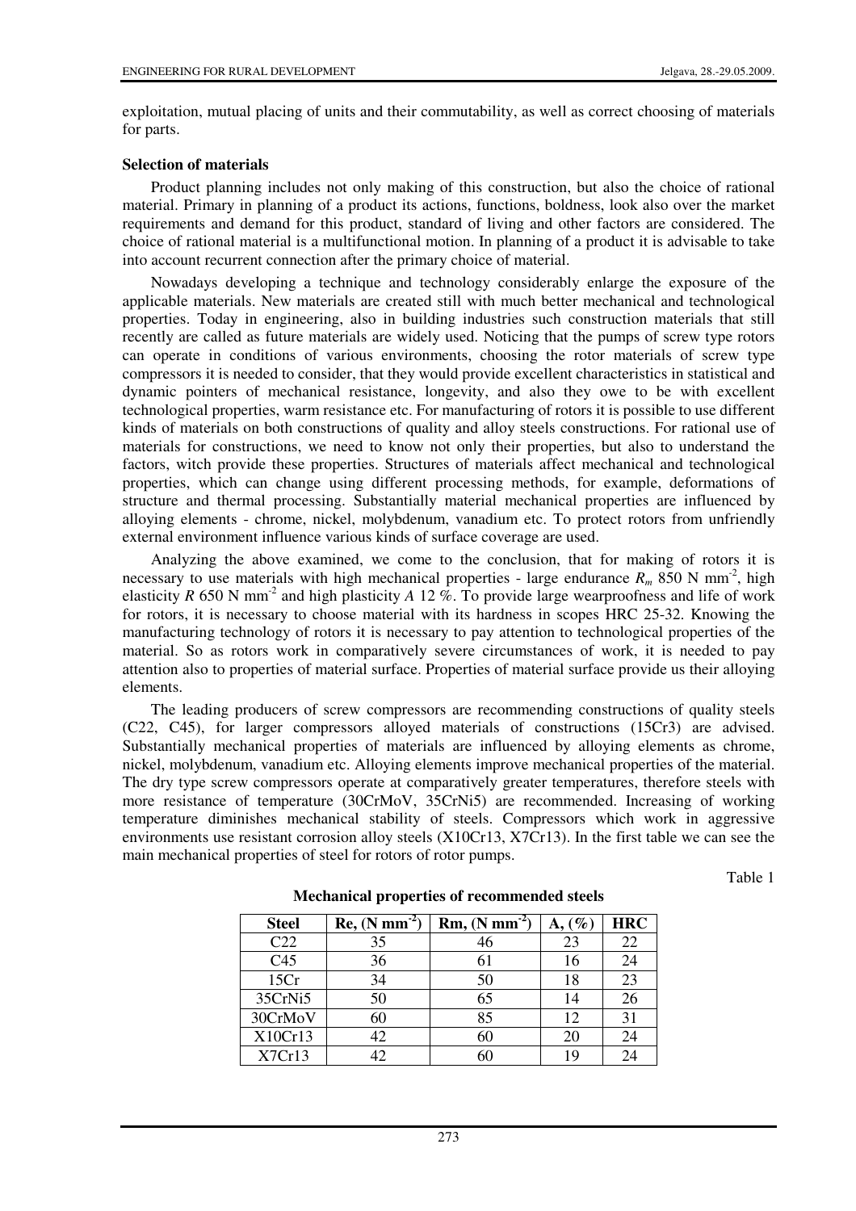exploitation, mutual placing of units and their commutability, as well as correct choosing of materials for parts.

**Selection of materials**

Product planning includes not only making of this construction, but also the choice of rational material. Primary in planning of a product its actions, functions, boldness, look also over the market requirements and demand for this product, standard of living and other factors are considered. The choice of rational material is a multifunctional motion. In planning of a product it is advisable to take into account recurrent connection after the primary choice of material.

Nowadays developing a technique and technology considerably enlarge the exposure of the applicable materials. New materials are created still with much better mechanical and technological properties. Today in engineering, also in building industries such construction materials that still recently are called as future materials are widely used. Noticing that the pumps of screw type rotors can operate in conditions of various environments, choosing the rotor materials of screw type compressors it is needed to consider, that they would provide excellent characteristics in statistical and dynamic pointers of mechanical resistance, longevity, and also they owe to be with excellent technological properties, warm resistance etc. For manufacturing of rotors it is possible to use different kinds of materials on both constructions of quality and alloy steels constructions. For rational use of materials for constructions, we need to know not only their properties, but also to understand the factors, witch provide these properties. Structures of materials affect mechanical and technological properties, which can change using different processing methods, for example, deformations of structure and thermal processing. Substantially material mechanical properties are influenced by alloying elements - chrome, nickel, molybdenum, vanadium etc. To protect rotors from unfriendly external environment influence various kinds of surface coverage are used.

Analyzing the above examined, we come to the conclusion, that for making of rotors it is necessary to use materials with high mechanical properties - large endurance $R_m$ 850 N mm$^{-2}$, high elasticity $R$ 650 N mm$^{-2}$ and high plasticity $A$ 12 %. To provide large wearproofness and life of work for rotors, it is necessary to choose material with its hardness in scopes HRC 25-32. Knowing the manufacturing technology of rotors it is necessary to pay attention to technological properties of the material. So as rotors work in comparatively severe circumstances of work, it is needed to pay attention also to properties of material surface. Properties of material surface provide us their alloying elements.

The leading producers of screw compressors are recommending constructions of quality steels (C22, C45), for larger compressors alloyed materials of constructions (15Cr3) are advised. Substantially mechanical properties of materials are influenced by alloying elements as chrome, nickel, molybdenum, vanadium etc. Alloying elements improve mechanical properties of the material. The dry type screw compressors operate at comparatively greater temperatures, therefore steels with more resistance of temperature (30CrMoV, 35CrNi5) are recommended. Increasing of working temperature diminishes mechanical stability of steels. Compressors which work in aggressive environments use resistant corrosion alloy steels (X10Cr13, X7Cr13). In the first table we can see the main mechanical properties of steel for rotors of rotor pumps.

Table 1

**Mechanical properties of recommended steels**

| Steel | Re, (N mm$^{-2}$) | Rm, (N mm$^{-2}$) | A, (%) | HRC |
|---|---|---|---|---|
| C22 | 35 | 46 | 23 | 22 |
| C45 | 36 | 61 | 16 | 24 |
| 15Cr | 34 | 50 | 18 | 23 |
| 35CrNi5 | 50 | 65 | 14 | 26 |
| 30CrMoV | 60 | 85 | 12 | 31 |
| X10Cr13 | 42 | 60 | 20 | 24 |
| X7Cr13 | 42 | 60 | 19 | 24 |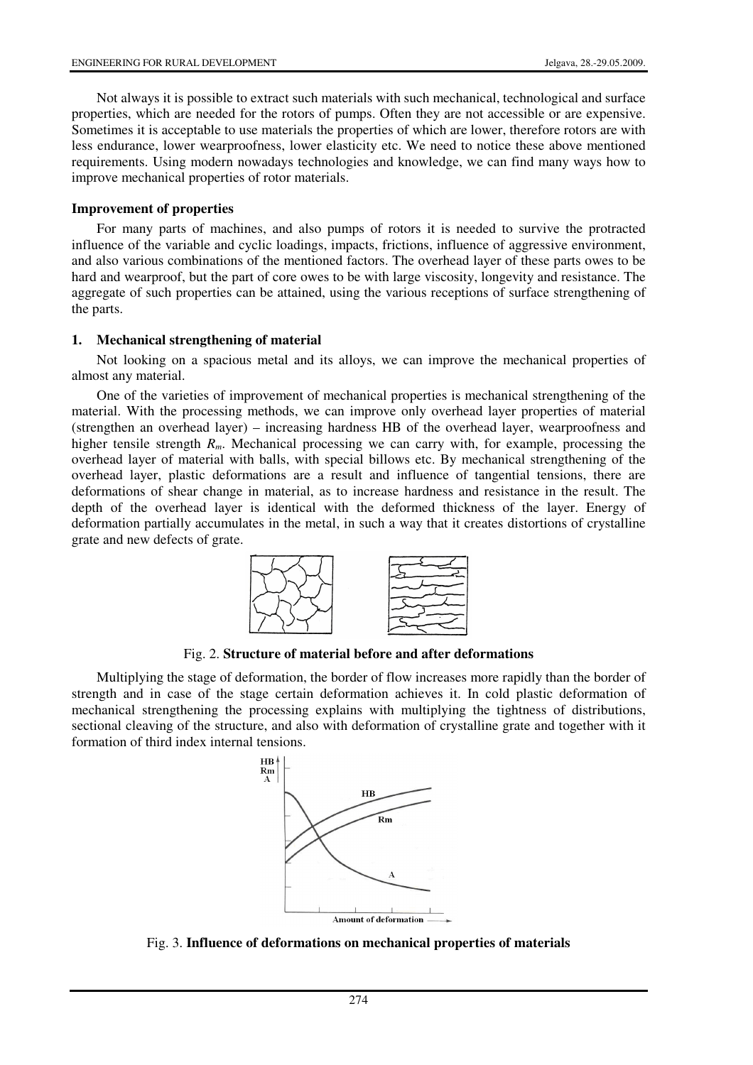Not always it is possible to extract such materials with such mechanical, technological and surface properties, which are needed for the rotors of pumps. Often they are not accessible or are expensive. Sometimes it is acceptable to use materials the properties of which are lower, therefore rotors are with less endurance, lower wearproofness, lower elasticity etc. We need to notice these above mentioned requirements. Using modern nowadays technologies and knowledge, we can find many ways how to improve mechanical properties of rotor materials.

**Improvement of properties**

For many parts of machines, and also pumps of rotors it is needed to survive the protracted influence of the variable and cyclic loadings, impacts, frictions, influence of aggressive environment, and also various combinations of the mentioned factors. The overhead layer of these parts owes to be hard and wearproof, but the part of core owes to be with large viscosity, longevity and resistance. The aggregate of such properties can be attained, using the various receptions of surface strengthening of the parts.

**1. Mechanical strengthening of material**

Not looking on a spacious metal and its alloys, we can improve the mechanical properties of almost any material.

One of the varieties of improvement of mechanical properties is mechanical strengthening of the material. With the processing methods, we can improve only overhead layer properties of material (strengthen an overhead layer) – increasing hardness HB of the overhead layer, wearproofness and higher tensile strength $R_m$. Mechanical processing we can carry with, for example, processing the overhead layer of material with balls, with special billows etc. By mechanical strengthening of the overhead layer, plastic deformations are a result and influence of tangential tensions, there are deformations of shear change in material, as to increase hardness and resistance in the result. The depth of the overhead layer is identical with the deformed thickness of the layer. Energy of deformation partially accumulates in the metal, in such a way that it creates distortions of crystalline grate and new defects of grate.

Fig. 2. **Structure of material before and after deformations**

Multiplying the stage of deformation, the border of flow increases more rapidly than the border of strength and in case of the stage certain deformation achieves it. In cold plastic deformation of mechanical strengthening the processing explains with multiplying the tightness of distributions, sectional cleaving of the structure, and also with deformation of crystalline grate and together with it formation of third index internal tensions.

Fig. 3. **Influence of deformations on mechanical properties of materials**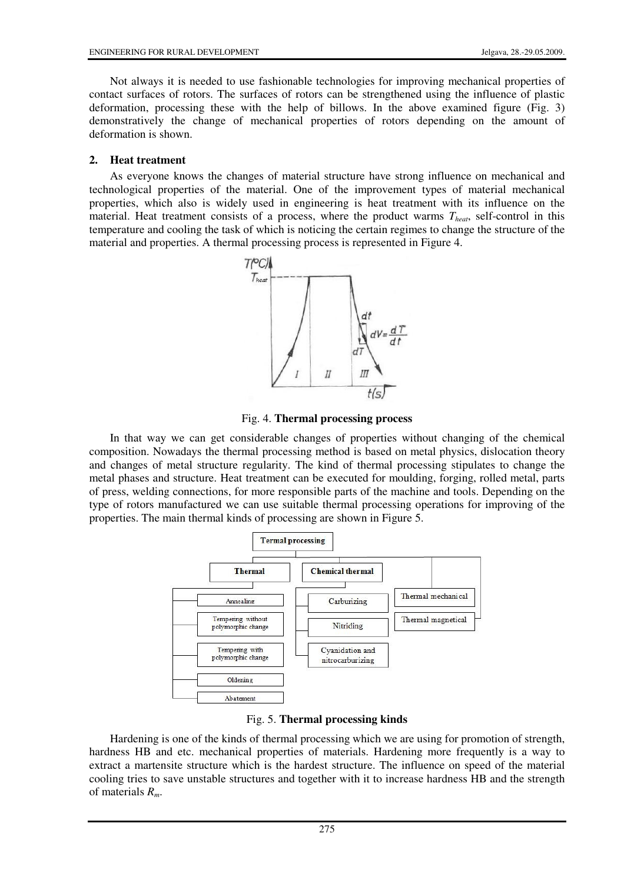Not always it is needed to use fashionable technologies for improving mechanical properties of contact surfaces of rotors. The surfaces of rotors can be strengthened using the influence of plastic deformation, processing these with the help of billows. In the above examined figure (Fig. 3) demonstratively the change of mechanical properties of rotors depending on the amount of deformation is shown.

## 2. Heat treatment

As everyone knows the changes of material structure have strong influence on mechanical and technological properties of the material. One of the improvement types of material mechanical properties, which also is widely used in engineering is heat treatment with its influence on the material. Heat treatment consists of a process, where the product warms $T_{heat}$, self-control in this temperature and cooling the task of which is noticing the certain regimes to change the structure of the material and properties. A thermal processing process is represented in Figure 4.

Fig. 4. **Thermal processing process**

In that way we can get considerable changes of properties without changing of the chemical composition. Nowadays the thermal processing method is based on metal physics, dislocation theory and changes of metal structure regularity. The kind of thermal processing stipulates to change the metal phases and structure. Heat treatment can be executed for moulding, forging, rolled metal, parts of press, welding connections, for more responsible parts of the machine and tools. Depending on the type of rotors manufactured we can use suitable thermal processing operations for improving of the properties. The main thermal kinds of processing are shown in Figure 5.

Fig. 5. **Thermal processing kinds**

Hardening is one of the kinds of thermal processing which we are using for promotion of strength, hardness HB and etc. mechanical properties of materials. Hardening more frequently is a way to extract a martensite structure which is the hardest structure. The influence on speed of the material cooling tries to save unstable structures and together with it to increase hardness HB and the strength of materials $R_m$.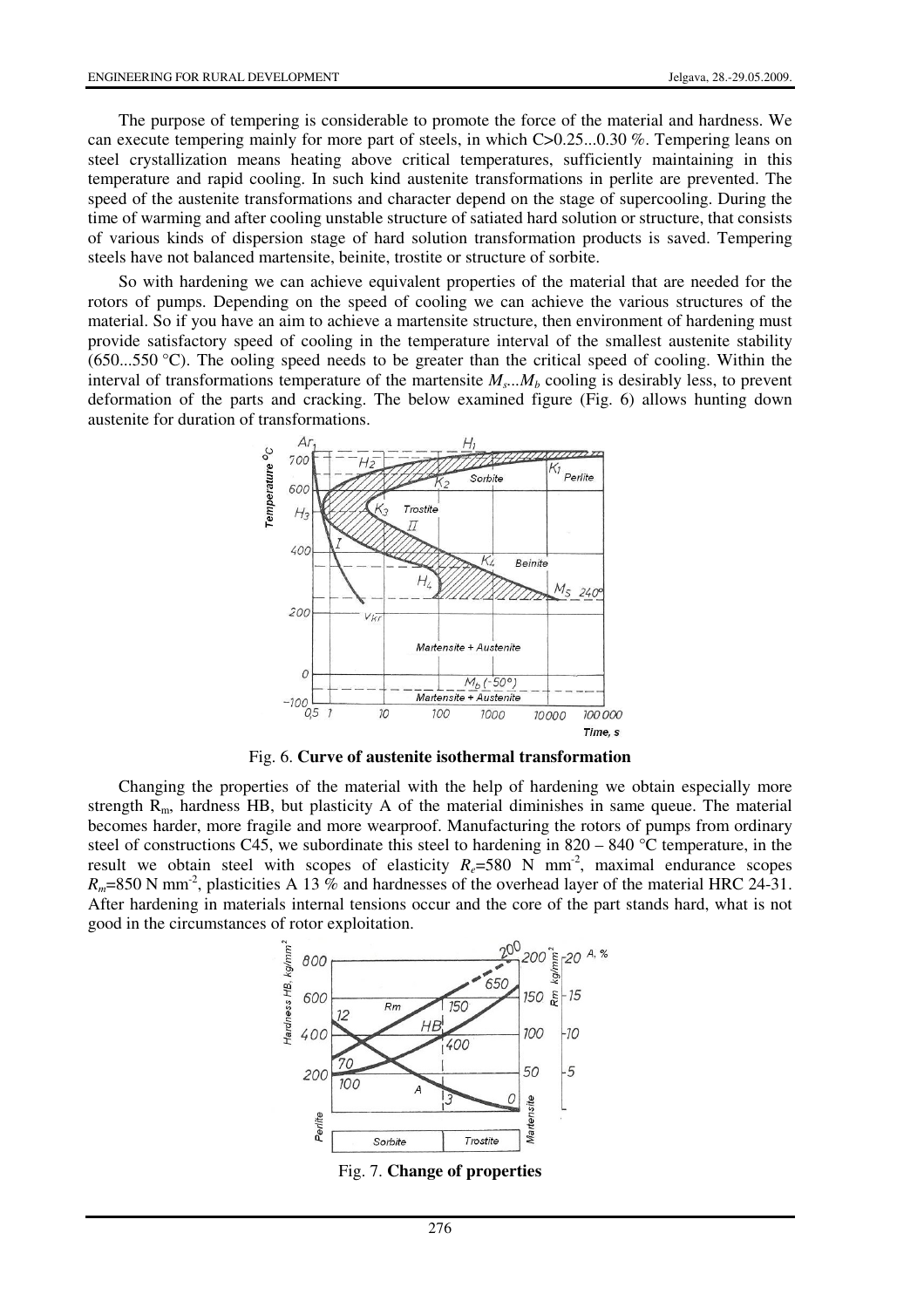The purpose of tempering is considerable to promote the force of the material and hardness. We can execute tempering mainly for more part of steels, in which C>0.25...0.30 %. Tempering leans on steel crystallization means heating above critical temperatures, sufficiently maintaining in this temperature and rapid cooling. In such kind austenite transformations in perlite are prevented. The speed of the austenite transformations and character depend on the stage of supercooling. During the time of warming and after cooling unstable structure of satiated hard solution or structure, that consists of various kinds of dispersion stage of hard solution transformation products is saved. Tempering steels have not balanced martensite, beinite, trostite or structure of sorbite.

So with hardening we can achieve equivalent properties of the material that are needed for the rotors of pumps. Depending on the speed of cooling we can achieve the various structures of the material. So if you have an aim to achieve a martensite structure, then environment of hardening must provide satisfactory speed of cooling in the temperature interval of the smallest austenite stability (650...550 °C). The ooling speed needs to be greater than the critical speed of cooling. Within the interval of transformations temperature of the martensite $M_s...M_b$ cooling is desirably less, to prevent deformation of the parts and cracking. The below examined figure (Fig. 6) allows hunting down austenite for duration of transformations.

Fig. 6. **Curve of austenite isothermal transformation**

Changing the properties of the material with the help of hardening we obtain especially more strength $R_m$, hardness HB, but plasticity A of the material diminishes in same queue. The material becomes harder, more fragile and more wearproof. Manufacturing the rotors of pumps from ordinary steel of constructions C45, we subordinate this steel to hardening in 820 – 840 °C temperature, in the result we obtain steel with scopes of elasticity $R_e$=580 N mm$^{-2}$, maximal endurance scopes $R_m$=850 N mm$^{-2}$, plasticities A 13 % and hardnesses of the overhead layer of the material HRC 24-31. After hardening in materials internal tensions occur and the core of the part stands hard, what is not good in the circumstances of rotor exploitation.

Fig. 7. **Change of properties**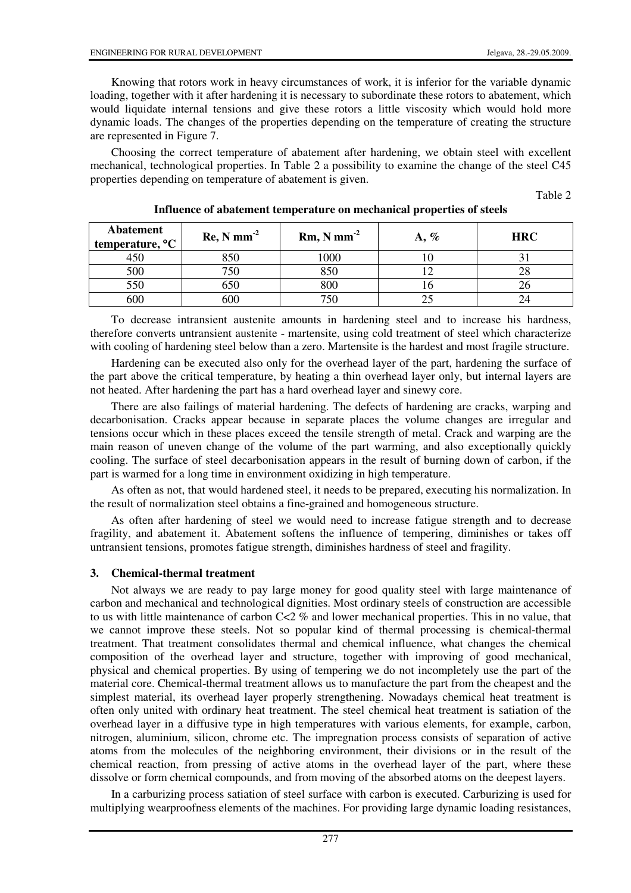Knowing that rotors work in heavy circumstances of work, it is inferior for the variable dynamic loading, together with it after hardening it is necessary to subordinate these rotors to abatement, which would liquidate internal tensions and give these rotors a little viscosity which would hold more dynamic loads. The changes of the properties depending on the temperature of creating the structure are represented in Figure 7.

Choosing the correct temperature of abatement after hardening, we obtain steel with excellent mechanical, technological properties. In Table 2 a possibility to examine the change of the steel C45 properties depending on temperature of abatement is given.

Table 2

**Influence of abatement temperature on mechanical properties of steels**

| Abatement temperature, °C | Re, N mm$^{-2}$ | Rm, N mm$^{-2}$ | A, % | HRC |
|---|---|---|---|---|
| 450 | 850 | 1000 | 10 | 31 |
| 500 | 750 | 850 | 12 | 28 |
| 550 | 650 | 800 | 16 | 26 |
| 600 | 600 | 750 | 25 | 24 |

To decrease intransient austenite amounts in hardening steel and to increase his hardness, therefore converts untransient austenite - martensite, using cold treatment of steel which characterize with cooling of hardening steel below than a zero. Martensite is the hardest and most fragile structure.

Hardening can be executed also only for the overhead layer of the part, hardening the surface of the part above the critical temperature, by heating a thin overhead layer only, but internal layers are not heated. After hardening the part has a hard overhead layer and sinewy core.

There are also failings of material hardening. The defects of hardening are cracks, warping and decarbonisation. Cracks appear because in separate places the volume changes are irregular and tensions occur which in these places exceed the tensile strength of metal. Crack and warping are the main reason of uneven change of the volume of the part warming, and also exceptionally quickly cooling. The surface of steel decarbonisation appears in the result of burning down of carbon, if the part is warmed for a long time in environment oxidizing in high temperature.

As often as not, that would hardened steel, it needs to be prepared, executing his normalization. In the result of normalization steel obtains a fine-grained and homogeneous structure.

As often after hardening of steel we would need to increase fatigue strength and to decrease fragility, and abatement it. Abatement softens the influence of tempering, diminishes or takes off untransient tensions, promotes fatigue strength, diminishes hardness of steel and fragility.

## 3. Chemical-thermal treatment

Not always we are ready to pay large money for good quality steel with large maintenance of carbon and mechanical and technological dignities. Most ordinary steels of construction are accessible to us with little maintenance of carbon C<2 % and lower mechanical properties. This in no value, that we cannot improve these steels. Not so popular kind of thermal processing is chemical-thermal treatment. That treatment consolidates thermal and chemical influence, what changes the chemical composition of the overhead layer and structure, together with improving of good mechanical, physical and chemical properties. By using of tempering we do not incompletely use the part of the material core. Chemical-thermal treatment allows us to manufacture the part from the cheapest and the simplest material, its overhead layer properly strengthening. Nowadays chemical heat treatment is often only united with ordinary heat treatment. The steel chemical heat treatment is satiation of the overhead layer in a diffusive type in high temperatures with various elements, for example, carbon, nitrogen, aluminium, silicon, chrome etc. The impregnation process consists of separation of active atoms from the molecules of the neighboring environment, their divisions or in the result of the chemical reaction, from pressing of active atoms in the overhead layer of the part, where these dissolve or form chemical compounds, and from moving of the absorbed atoms on the deepest layers.

In a carburizing process satiation of steel surface with carbon is executed. Carburizing is used for multiplying wearproofness elements of the machines. For providing large dynamic loading resistances,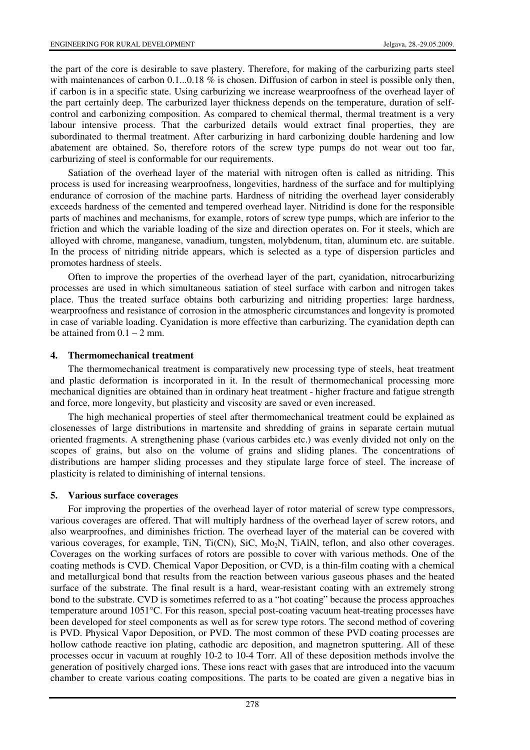the part of the core is desirable to save plastery. Therefore, for making of the carburizing parts steel with maintenances of carbon 0.1...0.18 % is chosen. Diffusion of carbon in steel is possible only then, if carbon is in a specific state. Using carburizing we increase wearproofness of the overhead layer of the part certainly deep. The carburized layer thickness depends on the temperature, duration of self-control and carbonizing composition. As compared to chemical thermal, thermal treatment is a very labour intensive process. That the carburized details would extract final properties, they are subordinated to thermal treatment. After carburizing in hard carbonizing double hardening and low abatement are obtained. So, therefore rotors of the screw type pumps do not wear out too far, carburizing of steel is conformable for our requirements.

Satiation of the overhead layer of the material with nitrogen often is called as nitriding. This process is used for increasing wearproofness, longevities, hardness of the surface and for multiplying endurance of corrosion of the machine parts. Hardness of nitriding the overhead layer considerably exceeds hardness of the cemented and tempered overhead layer. Nitridind is done for the responsible parts of machines and mechanisms, for example, rotors of screw type pumps, which are inferior to the friction and which the variable loading of the size and direction operates on. For it steels, which are alloyed with chrome, manganese, vanadium, tungsten, molybdenum, titan, aluminum etc. are suitable. In the process of nitriding nitride appears, which is selected as a type of dispersion particles and promotes hardness of steels.

Often to improve the properties of the overhead layer of the part, cyanidation, nitrocarburizing processes are used in which simultaneous satiation of steel surface with carbon and nitrogen takes place. Thus the treated surface obtains both carburizing and nitriding properties: large hardness, wearproofness and resistance of corrosion in the atmospheric circumstances and longevity is promoted in case of variable loading. Cyanidation is more effective than carburizing. The cyanidation depth can be attained from 0.1 – 2 mm.

## 4. Thermomechanical treatment

The thermomechanical treatment is comparatively new processing type of steels, heat treatment and plastic deformation is incorporated in it. In the result of thermomechanical processing more mechanical dignities are obtained than in ordinary heat treatment - higher fracture and fatigue strength and force, more longevity, but plasticity and viscosity are saved or even increased.

The high mechanical properties of steel after thermomechanical treatment could be explained as closenesses of large distributions in martensite and shredding of grains in separate certain mutual oriented fragments. A strengthening phase (various carbides etc.) was evenly divided not only on the scopes of grains, but also on the volume of grains and sliding planes. The concentrations of distributions are hamper sliding processes and they stipulate large force of steel. The increase of plasticity is related to diminishing of internal tensions.

## 5. Various surface coverages

For improving the properties of the overhead layer of rotor material of screw type compressors, various coverages are offered. That will multiply hardness of the overhead layer of screw rotors, and also wearproofnes, and diminishes friction. The overhead layer of the material can be covered with various coverages, for example, TiN, Ti(CN), SiC, $Mo_2N$, TiAlN, teflon, and also other coverages. Coverages on the working surfaces of rotors are possible to cover with various methods. One of the coating methods is CVD. Chemical Vapor Deposition, or CVD, is a thin-film coating with a chemical and metallurgical bond that results from the reaction between various gaseous phases and the heated surface of the substrate. The final result is a hard, wear-resistant coating with an extremely strong bond to the substrate. CVD is sometimes referred to as a "hot coating" because the process approaches temperature around 1051°C. For this reason, special post-coating vacuum heat-treating processes have been developed for steel components as well as for screw type rotors. The second method of covering is PVD. Physical Vapor Deposition, or PVD. The most common of these PVD coating processes are hollow cathode reactive ion plating, cathodic arc deposition, and magnetron sputtering. All of these processes occur in vacuum at roughly 10-2 to 10-4 Torr. All of these deposition methods involve the generation of positively charged ions. These ions react with gases that are introduced into the vacuum chamber to create various coating compositions. The parts to be coated are given a negative bias in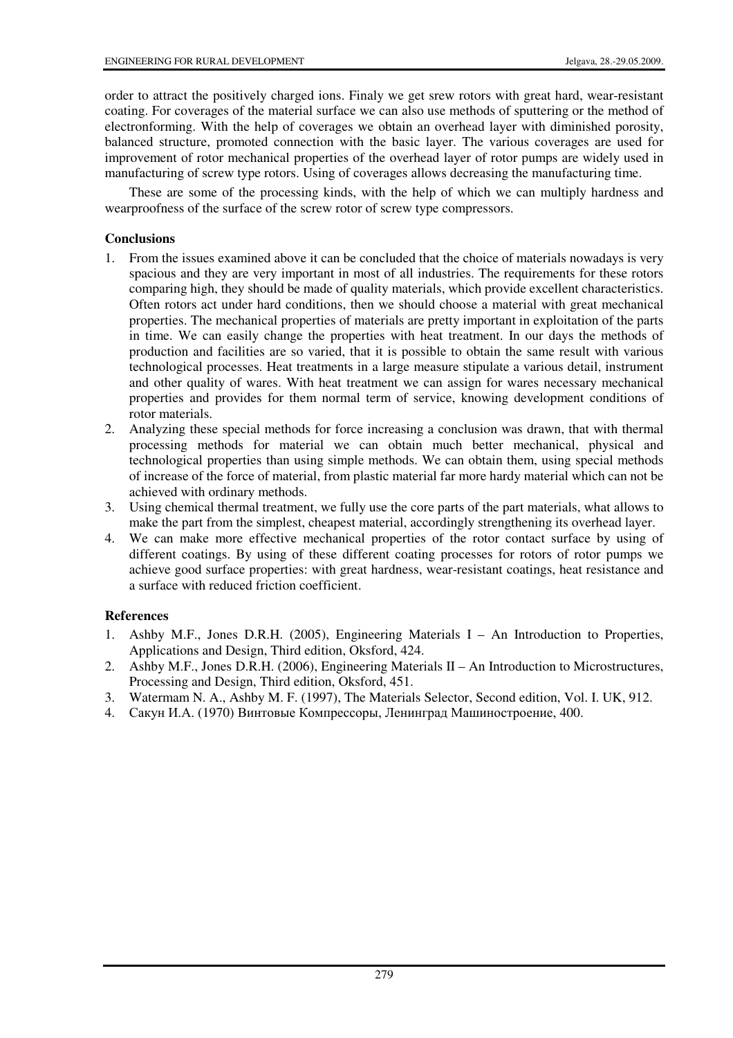order to attract the positively charged ions. Finaly we get srew rotors with great hard, wear-resistant coating. For coverages of the material surface we can also use methods of sputtering or the method of electronforming. With the help of coverages we obtain an overhead layer with diminished porosity, balanced structure, promoted connection with the basic layer. The various coverages are used for improvement of rotor mechanical properties of the overhead layer of rotor pumps are widely used in manufacturing of screw type rotors. Using of coverages allows decreasing the manufacturing time.

These are some of the processing kinds, with the help of which we can multiply hardness and wearproofness of the surface of the screw rotor of screw type compressors.

## Conclusions

1. From the issues examined above it can be concluded that the choice of materials nowadays is very spacious and they are very important in most of all industries. The requirements for these rotors comparing high, they should be made of quality materials, which provide excellent characteristics. Often rotors act under hard conditions, then we should choose a material with great mechanical properties. The mechanical properties of materials are pretty important in exploitation of the parts in time. We can easily change the properties with heat treatment. In our days the methods of production and facilities are so varied, that it is possible to obtain the same result with various technological processes. Heat treatments in a large measure stipulate a various detail, instrument and other quality of wares. With heat treatment we can assign for wares necessary mechanical properties and provides for them normal term of service, knowing development conditions of rotor materials.
2. Analyzing these special methods for force increasing a conclusion was drawn, that with thermal processing methods for material we can obtain much better mechanical, physical and technological properties than using simple methods. We can obtain them, using special methods of increase of the force of material, from plastic material far more hardy material which can not be achieved with ordinary methods.
3. Using chemical thermal treatment, we fully use the core parts of the part materials, what allows to make the part from the simplest, cheapest material, accordingly strengthening its overhead layer.
4. We can make more effective mechanical properties of the rotor contact surface by using of different coatings. By using of these different coating processes for rotors of rotor pumps we achieve good surface properties: with great hardness, wear-resistant coatings, heat resistance and a surface with reduced friction coefficient.

## References

1. Ashby M.F., Jones D.R.H. (2005), Engineering Materials I – An Introduction to Properties, Applications and Design, Third edition, Oksford, 424.
2. Ashby M.F., Jones D.R.H. (2006), Engineering Materials II – An Introduction to Microstructures, Processing and Design, Third edition, Oksford, 451.
3. Watermam N. A., Ashby M. F. (1997), The Materials Selector, Second edition, Vol. I. UK, 912.
4. Сакун И.А. (1970) Винтовые Компрессоры, Ленинград Машиностроение, 400.